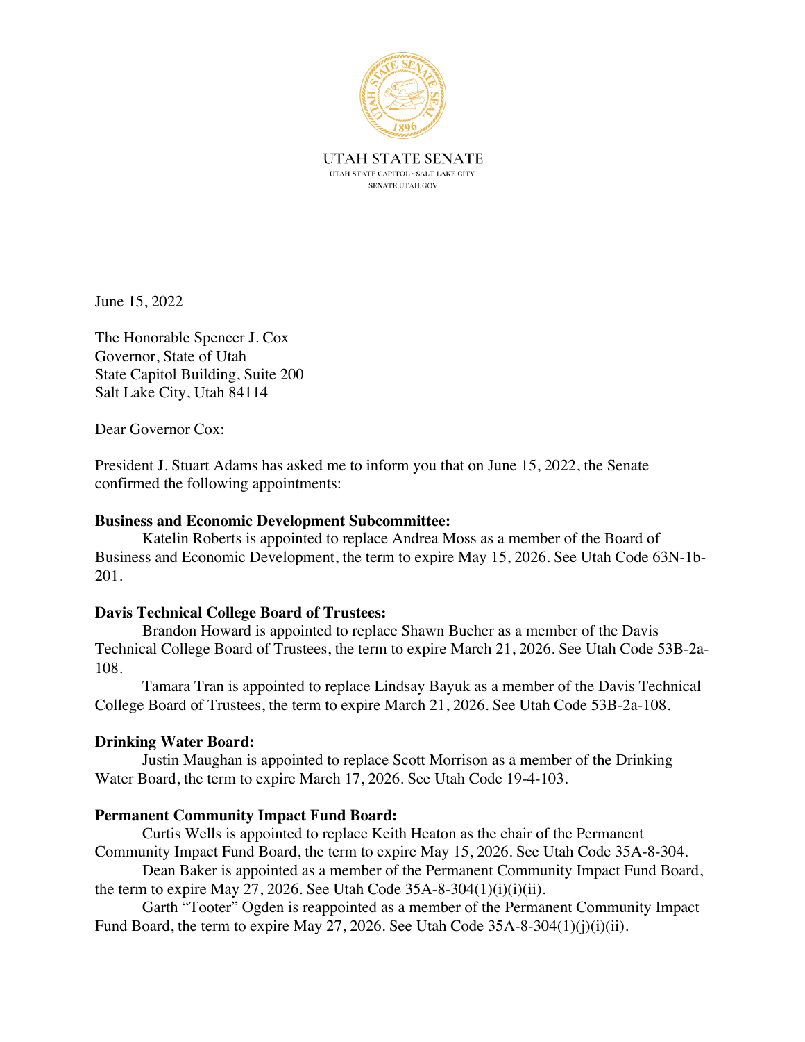UTAH STATE SENATE
UTAH STATE CAPITOL · SALT LAKE CITY
SENATE.UTAH.GOV

June 15, 2022

The Honorable Spencer J. Cox
Governor, State of Utah
State Capitol Building, Suite 200
Salt Lake City, Utah 84114

Dear Governor Cox:

President J. Stuart Adams has asked me to inform you that on June 15, 2022, the Senate confirmed the following appointments:

**Business and Economic Development Subcommittee:**

Katelin Roberts is appointed to replace Andrea Moss as a member of the Board of Business and Economic Development, the term to expire May 15, 2026. See Utah Code 63N-1b-201.

**Davis Technical College Board of Trustees:**

Brandon Howard is appointed to replace Shawn Bucher as a member of the Davis Technical College Board of Trustees, the term to expire March 21, 2026. See Utah Code 53B-2a-108.

Tamara Tran is appointed to replace Lindsay Bayuk as a member of the Davis Technical College Board of Trustees, the term to expire March 21, 2026. See Utah Code 53B-2a-108.

**Drinking Water Board:**

Justin Maughan is appointed to replace Scott Morrison as a member of the Drinking Water Board, the term to expire March 17, 2026. See Utah Code 19-4-103.

**Permanent Community Impact Fund Board:**

Curtis Wells is appointed to replace Keith Heaton as the chair of the Permanent Community Impact Fund Board, the term to expire May 15, 2026. See Utah Code 35A-8-304.

Dean Baker is appointed as a member of the Permanent Community Impact Fund Board, the term to expire May 27, 2026. See Utah Code 35A-8-304(1)(i)(i)(ii).

Garth “Tooter” Ogden is reappointed as a member of the Permanent Community Impact Fund Board, the term to expire May 27, 2026. See Utah Code 35A-8-304(1)(j)(i)(ii).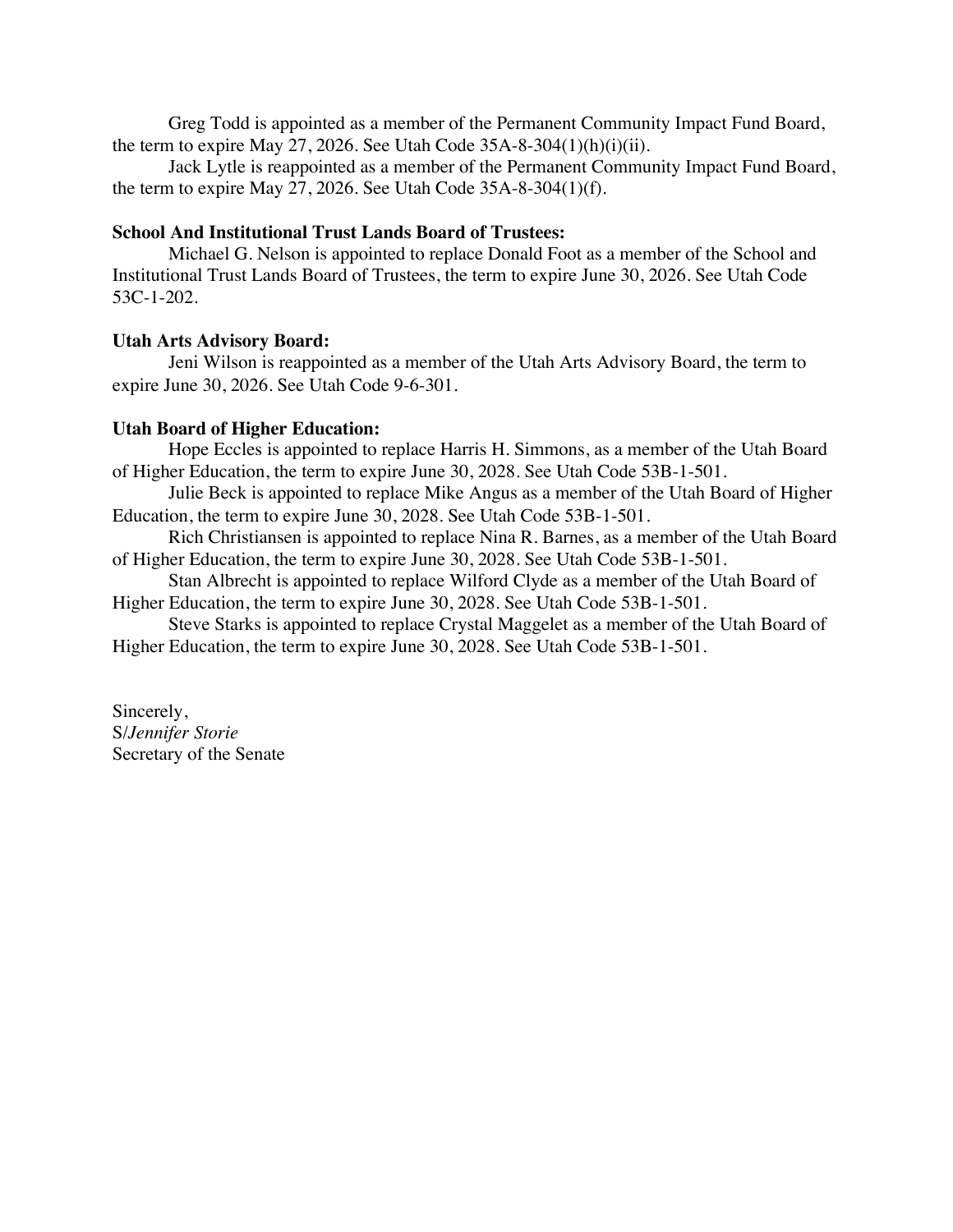Greg Todd is appointed as a member of the Permanent Community Impact Fund Board, the term to expire May 27, 2026. See Utah Code 35A-8-304(1)(h)(i)(ii).

Jack Lytle is reappointed as a member of the Permanent Community Impact Fund Board, the term to expire May 27, 2026. See Utah Code 35A-8-304(1)(f).

**School And Institutional Trust Lands Board of Trustees:**

Michael G. Nelson is appointed to replace Donald Foot as a member of the School and Institutional Trust Lands Board of Trustees, the term to expire June 30, 2026. See Utah Code 53C-1-202.

**Utah Arts Advisory Board:**

Jeni Wilson is reappointed as a member of the Utah Arts Advisory Board, the term to expire June 30, 2026. See Utah Code 9-6-301.

**Utah Board of Higher Education:**

Hope Eccles is appointed to replace Harris H. Simmons, as a member of the Utah Board of Higher Education, the term to expire June 30, 2028. See Utah Code 53B-1-501.

Julie Beck is appointed to replace Mike Angus as a member of the Utah Board of Higher Education, the term to expire June 30, 2028. See Utah Code 53B-1-501.

Rich Christiansen is appointed to replace Nina R. Barnes, as a member of the Utah Board of Higher Education, the term to expire June 30, 2028. See Utah Code 53B-1-501.

Stan Albrecht is appointed to replace Wilford Clyde as a member of the Utah Board of Higher Education, the term to expire June 30, 2028. See Utah Code 53B-1-501.

Steve Starks is appointed to replace Crystal Maggelet as a member of the Utah Board of Higher Education, the term to expire June 30, 2028. See Utah Code 53B-1-501.

Sincerely,
S/*Jennifer Storie*
Secretary of the Senate